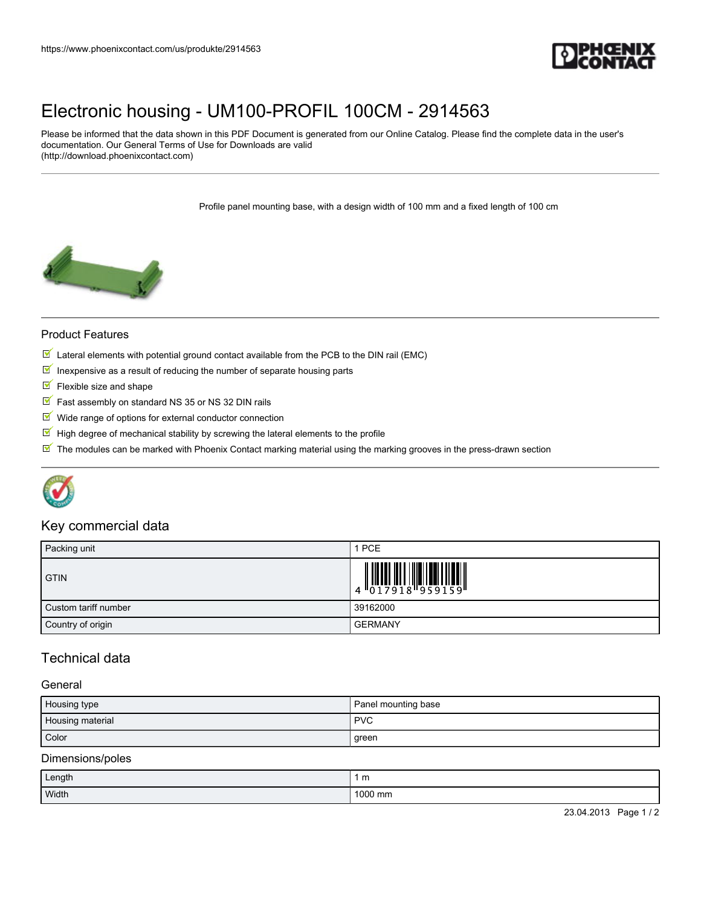# Electronic housing - UM100-PROFIL 100CM - 2914563

Please be informed that the data shown in this PDF Document is generated from our Online Catalog. Please find the complete data in the user's documentation. Our General Terms of Use for Downloads are valid (http://download.phoenixcontact.com)

Profile panel mounting base, with a design width of 100 mm and a fixed length of 100 cm

## Product Features

- Lateral elements with potential ground contact available from the PCB to the DIN rail (EMC)
- Inexpensive as a result of reducing the number of separate housing parts
- Flexible size and shape
- Fast assembly on standard NS 35 or NS 32 DIN rails
- Wide range of options for external conductor connection
- High degree of mechanical stability by screwing the lateral elements to the profile
- The modules can be marked with Phoenix Contact marking material using the marking grooves in the press-drawn section

## Key commercial data

| | |
|---|---|
| Packing unit | 1 PCE |
| GTIN | 4 017918 959159 |
| Custom tariff number | 39162000 |
| Country of origin | GERMANY |

## Technical data

### General

| | |
|---|---|
| Housing type | Panel mounting base |
| Housing material | PVC |
| Color | green |

### Dimensions/poles

| | |
|---|---|
| Length | 1 m |
| Width | 1000 mm |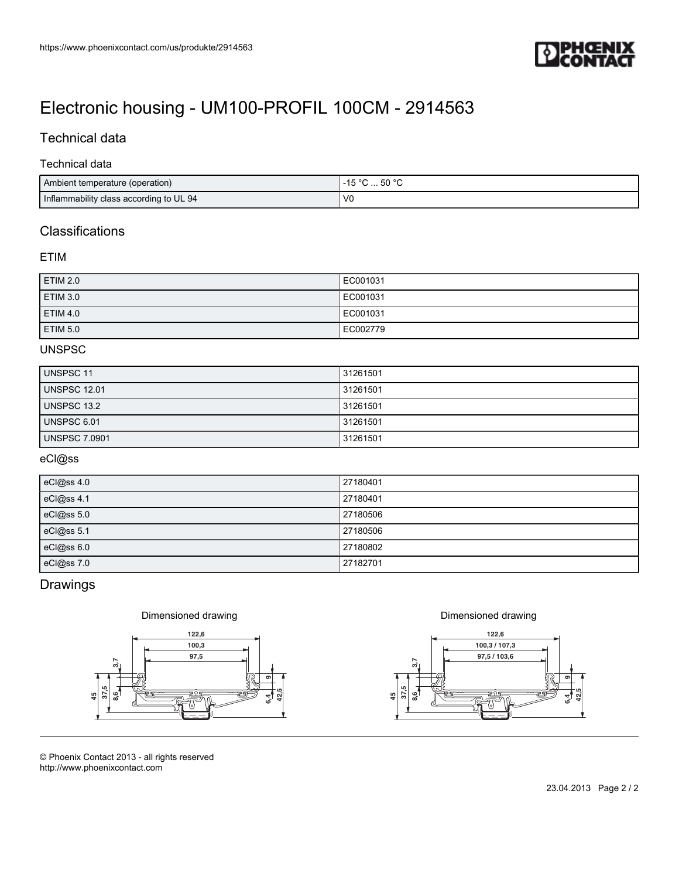# Electronic housing - UM100-PROFIL 100CM - 2914563

## Technical data

### Technical data

| | |
|---|---|
| Ambient temperature (operation) | -15 °C ... 50 °C |
| Inflammability class according to UL 94 | V0 |

## Classifications

### ETIM

| | |
|---|---|
| ETIM 2.0 | EC001031 |
| ETIM 3.0 | EC001031 |
| ETIM 4.0 | EC001031 |
| ETIM 5.0 | EC002779 |

### UNSPSC

| | |
|---|---|
| UNSPSC 11 | 31261501 |
| UNSPSC 12.01 | 31261501 |
| UNSPSC 13.2 | 31261501 |
| UNSPSC 6.01 | 31261501 |
| UNSPSC 7.0901 | 31261501 |

### eCl@ss

| | |
|---|---|
| eCl@ss 4.0 | 27180401 |
| eCl@ss 4.1 | 27180401 |
| eCl@ss 5.0 | 27180506 |
| eCl@ss 5.1 | 27180506 |
| eCl@ss 6.0 | 27180802 |
| eCl@ss 7.0 | 27182701 |

## Drawings

Dimensioned drawing

122,6
100,3
97,5
3,7
45
37,5
8,6
9
6,4
42,5

Dimensioned drawing

122,6
100,3 / 107,3
97,5 / 103,6
3,7
45
37,5
8,6
9
6,4
42,5

© Phoenix Contact 2013 - all rights reserved
http://www.phoenixcontact.com